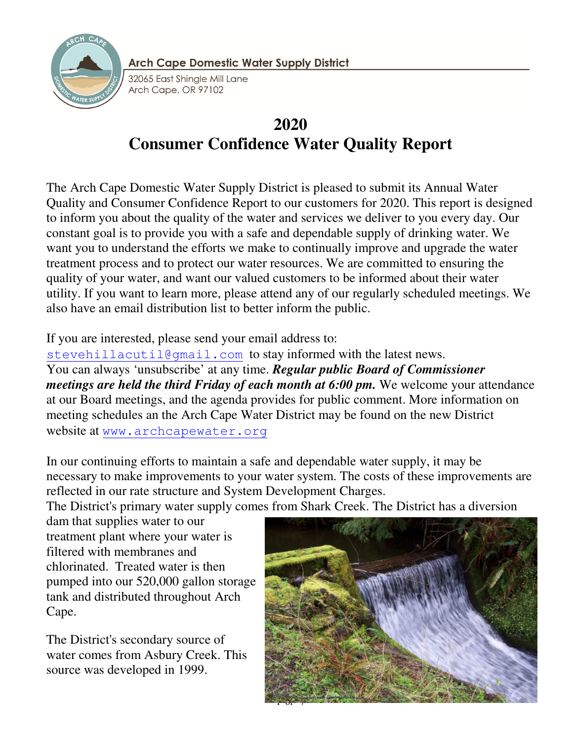Arch Cape Domestic Water Supply District

32065 East Shingle Mill Lane
Arch Cape, OR 97102

# 2020
# Consumer Confidence Water Quality Report

The Arch Cape Domestic Water Supply District is pleased to submit its Annual Water Quality and Consumer Confidence Report to our customers for 2020. This report is designed to inform you about the quality of the water and services we deliver to you every day. Our constant goal is to provide you with a safe and dependable supply of drinking water. We want you to understand the efforts we make to continually improve and upgrade the water treatment process and to protect our water resources. We are committed to ensuring the quality of your water, and want our valued customers to be informed about their water utility. If you want to learn more, please attend any of our regularly scheduled meetings. We also have an email distribution list to better inform the public.

If you are interested, please send your email address to: stevehillacutil@gmail.com to stay informed with the latest news. You can always 'unsubscribe' at any time. ***Regular public Board of Commissioner meetings are held the third Friday of each month at 6:00 pm.*** We welcome your attendance at our Board meetings, and the agenda provides for public comment. More information on meeting schedules an the Arch Cape Water District may be found on the new District website at www.archcapewater.org

In our continuing efforts to maintain a safe and dependable water supply, it may be necessary to make improvements to your water system. The costs of these improvements are reflected in our rate structure and System Development Charges.

The District's primary water supply comes from Shark Creek. The District has a diversion dam that supplies water to our treatment plant where your water is filtered with membranes and chlorinated. Treated water is then pumped into our 520,000 gallon storage tank and distributed throughout Arch Cape.

The District's secondary source of water comes from Asbury Creek. This source was developed in 1999.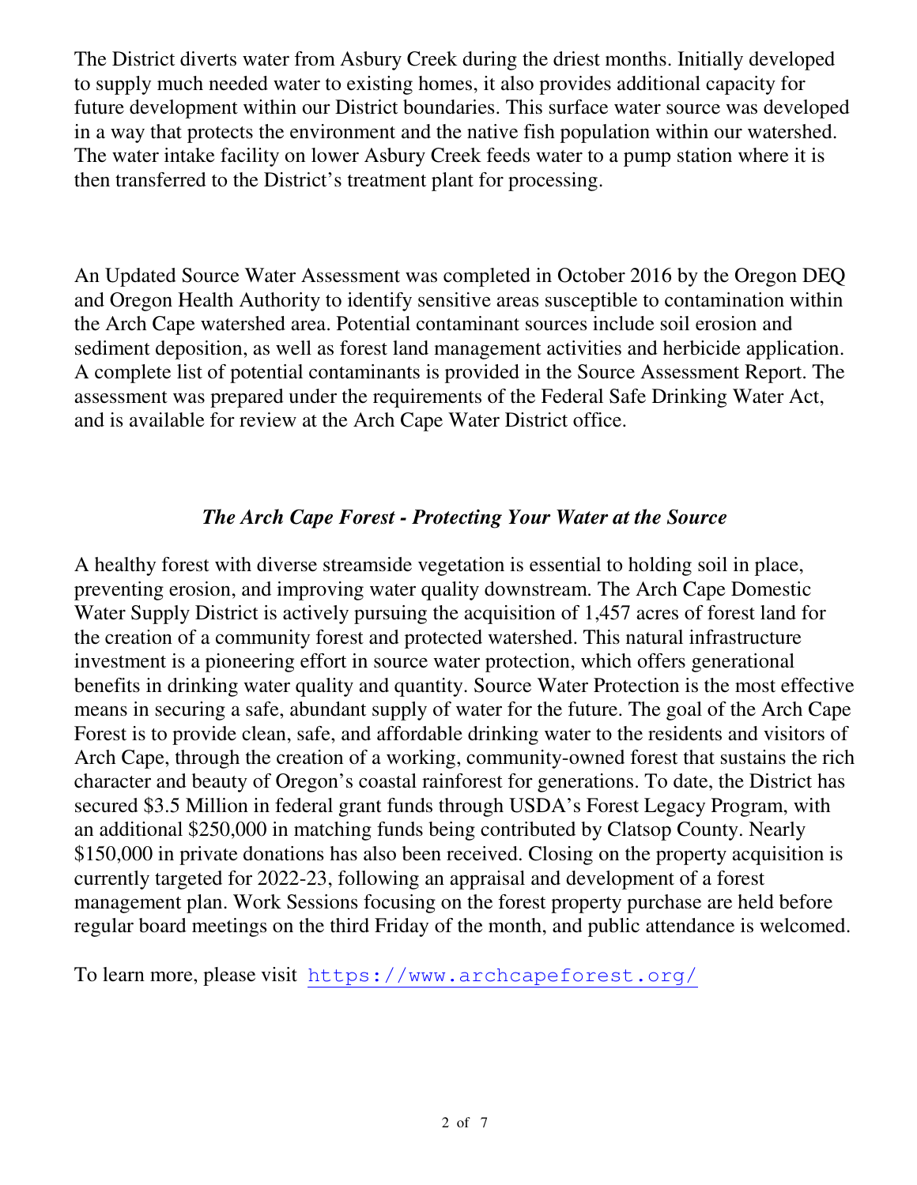The District diverts water from Asbury Creek during the driest months. Initially developed to supply much needed water to existing homes, it also provides additional capacity for future development within our District boundaries. This surface water source was developed in a way that protects the environment and the native fish population within our watershed. The water intake facility on lower Asbury Creek feeds water to a pump station where it is then transferred to the District's treatment plant for processing.

An Updated Source Water Assessment was completed in October 2016 by the Oregon DEQ and Oregon Health Authority to identify sensitive areas susceptible to contamination within the Arch Cape watershed area. Potential contaminant sources include soil erosion and sediment deposition, as well as forest land management activities and herbicide application. A complete list of potential contaminants is provided in the Source Assessment Report. The assessment was prepared under the requirements of the Federal Safe Drinking Water Act, and is available for review at the Arch Cape Water District office.

### *The Arch Cape Forest - Protecting Your Water at the Source*

A healthy forest with diverse streamside vegetation is essential to holding soil in place, preventing erosion, and improving water quality downstream. The Arch Cape Domestic Water Supply District is actively pursuing the acquisition of 1,457 acres of forest land for the creation of a community forest and protected watershed. This natural infrastructure investment is a pioneering effort in source water protection, which offers generational benefits in drinking water quality and quantity. Source Water Protection is the most effective means in securing a safe, abundant supply of water for the future. The goal of the Arch Cape Forest is to provide clean, safe, and affordable drinking water to the residents and visitors of Arch Cape, through the creation of a working, community-owned forest that sustains the rich character and beauty of Oregon's coastal rainforest for generations. To date, the District has secured $3.5 Million in federal grant funds through USDA's Forest Legacy Program, with an additional $250,000 in matching funds being contributed by Clatsop County. Nearly $150,000 in private donations has also been received. Closing on the property acquisition is currently targeted for 2022-23, following an appraisal and development of a forest management plan. Work Sessions focusing on the forest property purchase are held before regular board meetings on the third Friday of the month, and public attendance is welcomed.

To learn more, please visit https://www.archcapeforest.org/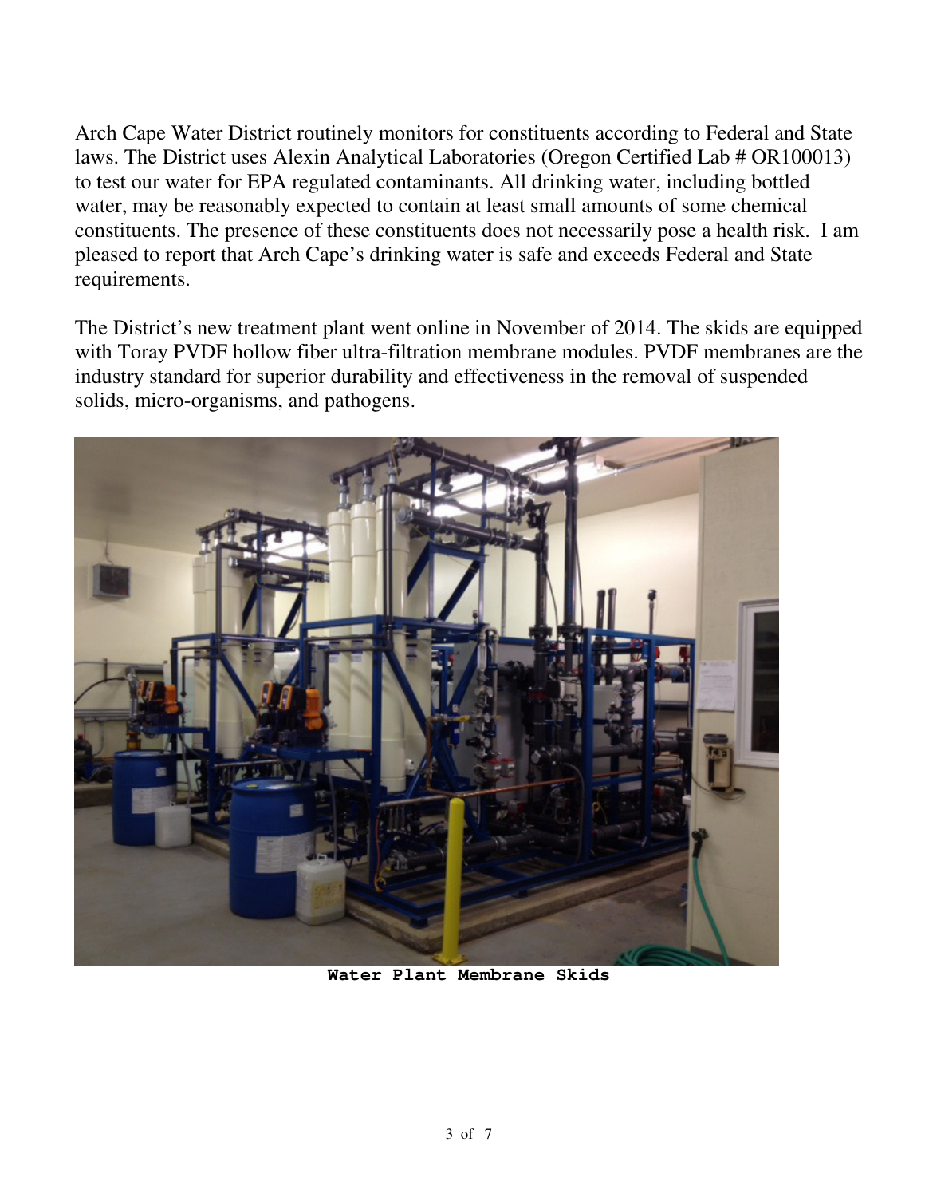Arch Cape Water District routinely monitors for constituents according to Federal and State laws. The District uses Alexin Analytical Laboratories (Oregon Certified Lab # OR100013) to test our water for EPA regulated contaminants. All drinking water, including bottled water, may be reasonably expected to contain at least small amounts of some chemical constituents. The presence of these constituents does not necessarily pose a health risk. I am pleased to report that Arch Cape's drinking water is safe and exceeds Federal and State requirements.

The District's new treatment plant went online in November of 2014. The skids are equipped with Toray PVDF hollow fiber ultra-filtration membrane modules. PVDF membranes are the industry standard for superior durability and effectiveness in the removal of suspended solids, micro-organisms, and pathogens.

**Water Plant Membrane Skids**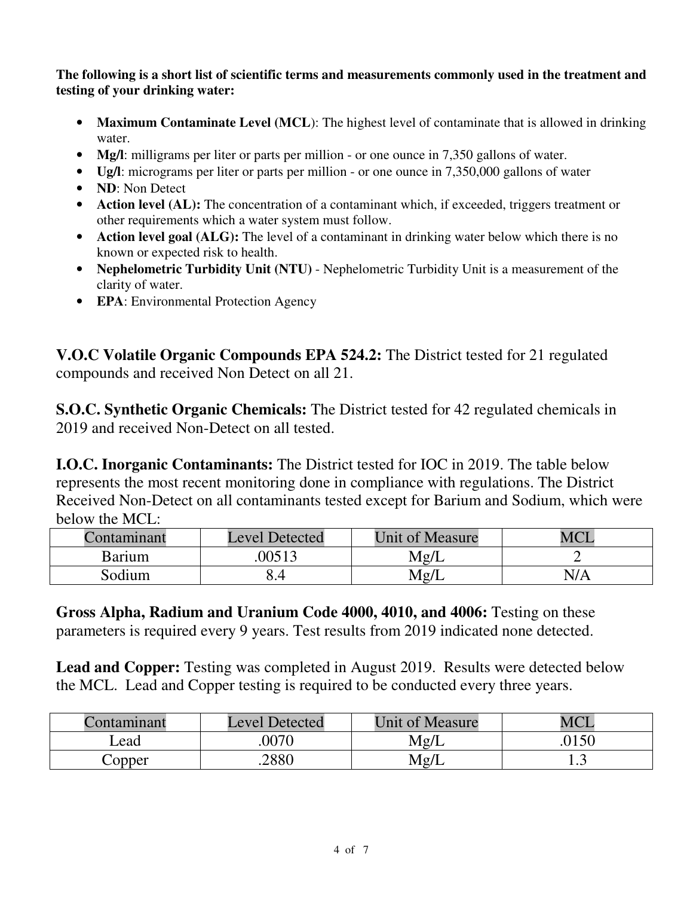**The following is a short list of scientific terms and measurements commonly used in the treatment and testing of your drinking water:**

- **Maximum Contaminate Level (MCL)**: The highest level of contaminate that is allowed in drinking water.
- **Mg/l**: milligrams per liter or parts per million - or one ounce in 7,350 gallons of water.
- **Ug/l**: micrograms per liter or parts per million - or one ounce in 7,350,000 gallons of water
- **ND**: Non Detect
- **Action level (AL):** The concentration of a contaminant which, if exceeded, triggers treatment or other requirements which a water system must follow.
- **Action level goal (ALG):** The level of a contaminant in drinking water below which there is no known or expected risk to health.
- **Nephelometric Turbidity Unit (NTU)** - Nephelometric Turbidity Unit is a measurement of the clarity of water.
- **EPA**: Environmental Protection Agency

**V.O.C Volatile Organic Compounds EPA 524.2:** The District tested for 21 regulated compounds and received Non Detect on all 21.

**S.O.C. Synthetic Organic Chemicals:** The District tested for 42 regulated chemicals in 2019 and received Non-Detect on all tested.

**I.O.C. Inorganic Contaminants:** The District tested for IOC in 2019. The table below represents the most recent monitoring done in compliance with regulations. The District Received Non-Detect on all contaminants tested except for Barium and Sodium, which were below the MCL:

| Contaminant | Level Detected | Unit of Measure | MCL |
| --- | --- | --- | --- |
| Barium | .00513 | Mg/L | 2 |
| Sodium | 8.4 | Mg/L | N/A |

**Gross Alpha, Radium and Uranium Code 4000, 4010, and 4006:** Testing on these parameters is required every 9 years. Test results from 2019 indicated none detected.

**Lead and Copper:** Testing was completed in August 2019. Results were detected below the MCL. Lead and Copper testing is required to be conducted every three years.

| Contaminant | Level Detected | Unit of Measure | MCL |
| --- | --- | --- | --- |
| Lead | .0070 | Mg/L | .0150 |
| Copper | .2880 | Mg/L | 1.3 |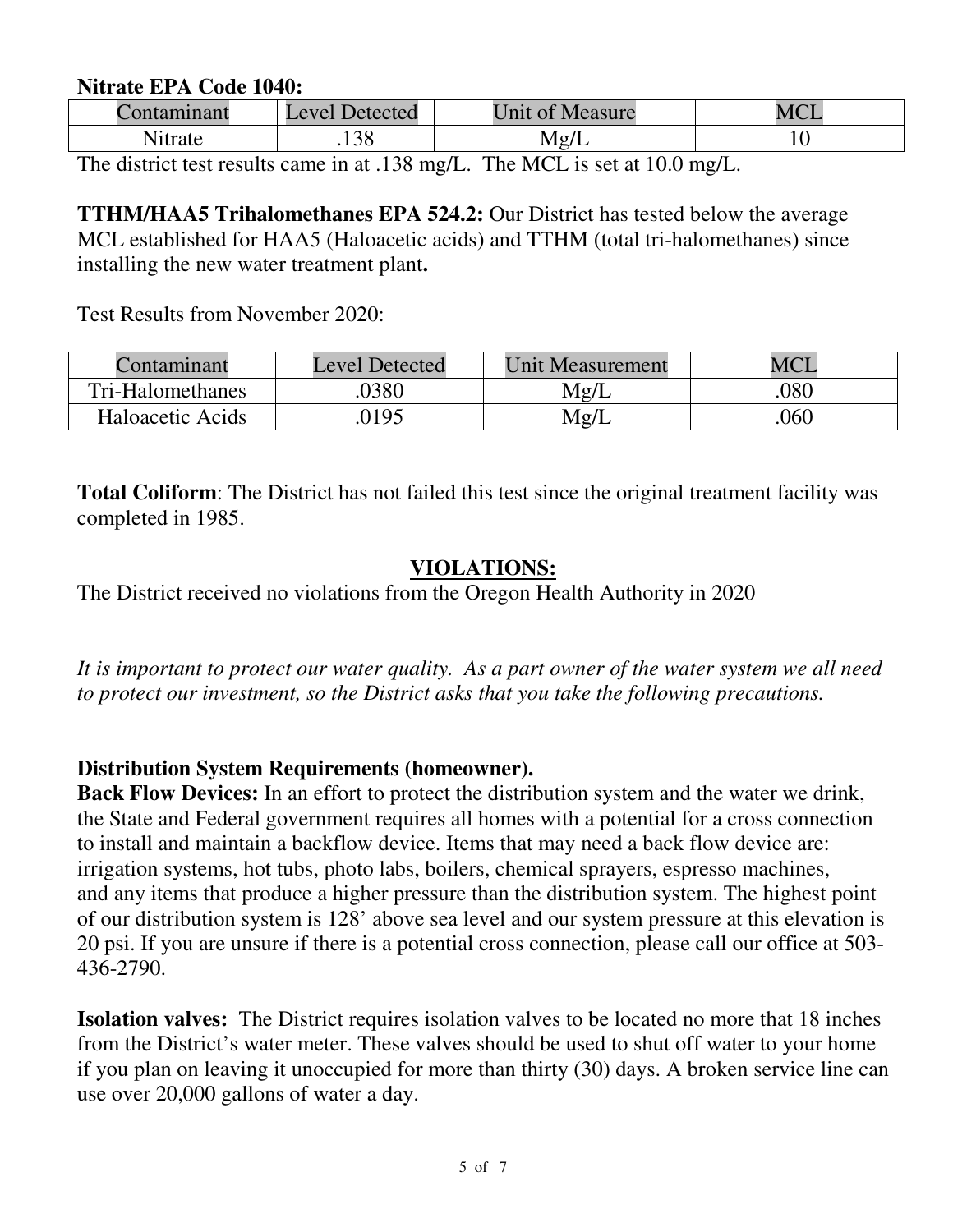**Nitrate EPA Code 1040:**

| Contaminant | Level Detected | Unit of Measure | MCL |
| --- | --- | --- | --- |
| Nitrate | .138 | Mg/L | 10 |

The district test results came in at .138 mg/L. The MCL is set at 10.0 mg/L.

**TTHM/HAA5 Trihalomethanes EPA 524.2:** Our District has tested below the average MCL established for HAA5 (Haloacetic acids) and TTHM (total tri-halomethanes) since installing the new water treatment plant**.**

Test Results from November 2020:

| Contaminant | Level Detected | Unit Measurement | MCL |
| --- | --- | --- | --- |
| Tri-Halomethanes | .0380 | Mg/L | .080 |
| Haloacetic Acids | .0195 | Mg/L | .060 |

**Total Coliform**: The District has not failed this test since the original treatment facility was completed in 1985.

## VIOLATIONS:

The District received no violations from the Oregon Health Authority in 2020

*It is important to protect our water quality. As a part owner of the water system we all need to protect our investment, so the District asks that you take the following precautions.*

**Distribution System Requirements (homeowner).**

**Back Flow Devices:** In an effort to protect the distribution system and the water we drink, the State and Federal government requires all homes with a potential for a cross connection to install and maintain a backflow device. Items that may need a back flow device are: irrigation systems, hot tubs, photo labs, boilers, chemical sprayers, espresso machines, and any items that produce a higher pressure than the distribution system. The highest point of our distribution system is 128' above sea level and our system pressure at this elevation is 20 psi. If you are unsure if there is a potential cross connection, please call our office at 503-436-2790.

**Isolation valves:** The District requires isolation valves to be located no more that 18 inches from the District's water meter. These valves should be used to shut off water to your home if you plan on leaving it unoccupied for more than thirty (30) days. A broken service line can use over 20,000 gallons of water a day.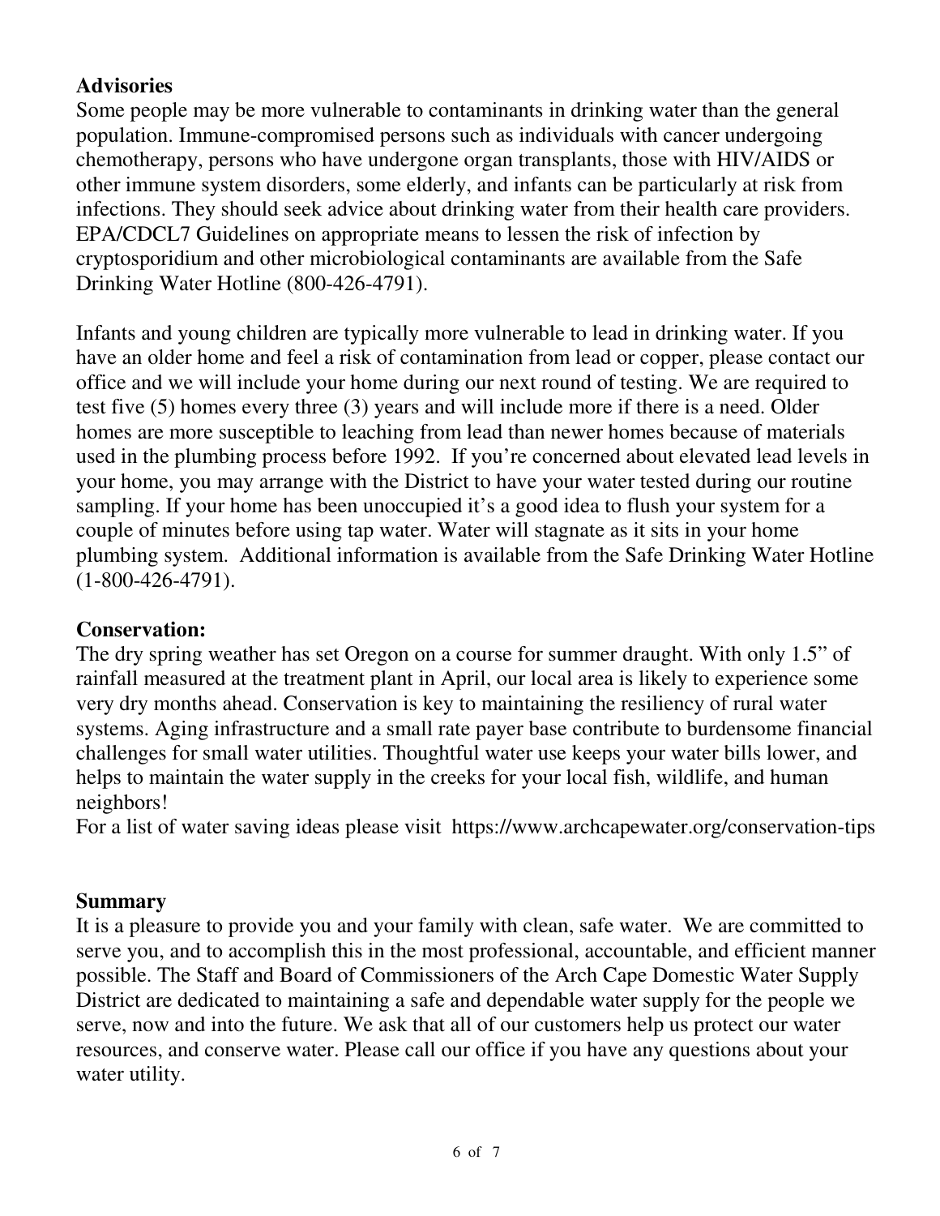## Advisories

Some people may be more vulnerable to contaminants in drinking water than the general population. Immune-compromised persons such as individuals with cancer undergoing chemotherapy, persons who have undergone organ transplants, those with HIV/AIDS or other immune system disorders, some elderly, and infants can be particularly at risk from infections. They should seek advice about drinking water from their health care providers. EPA/CDCL7 Guidelines on appropriate means to lessen the risk of infection by cryptosporidium and other microbiological contaminants are available from the Safe Drinking Water Hotline (800-426-4791).

Infants and young children are typically more vulnerable to lead in drinking water. If you have an older home and feel a risk of contamination from lead or copper, please contact our office and we will include your home during our next round of testing. We are required to test five (5) homes every three (3) years and will include more if there is a need. Older homes are more susceptible to leaching from lead than newer homes because of materials used in the plumbing process before 1992. If you're concerned about elevated lead levels in your home, you may arrange with the District to have your water tested during our routine sampling. If your home has been unoccupied it's a good idea to flush your system for a couple of minutes before using tap water. Water will stagnate as it sits in your home plumbing system. Additional information is available from the Safe Drinking Water Hotline (1-800-426-4791).

## Conservation:

The dry spring weather has set Oregon on a course for summer draught. With only 1.5" of rainfall measured at the treatment plant in April, our local area is likely to experience some very dry months ahead. Conservation is key to maintaining the resiliency of rural water systems. Aging infrastructure and a small rate payer base contribute to burdensome financial challenges for small water utilities. Thoughtful water use keeps your water bills lower, and helps to maintain the water supply in the creeks for your local fish, wildlife, and human neighbors!

For a list of water saving ideas please visit https://www.archcapewater.org/conservation-tips

## Summary

It is a pleasure to provide you and your family with clean, safe water. We are committed to serve you, and to accomplish this in the most professional, accountable, and efficient manner possible. The Staff and Board of Commissioners of the Arch Cape Domestic Water Supply District are dedicated to maintaining a safe and dependable water supply for the people we serve, now and into the future. We ask that all of our customers help us protect our water resources, and conserve water. Please call our office if you have any questions about your water utility.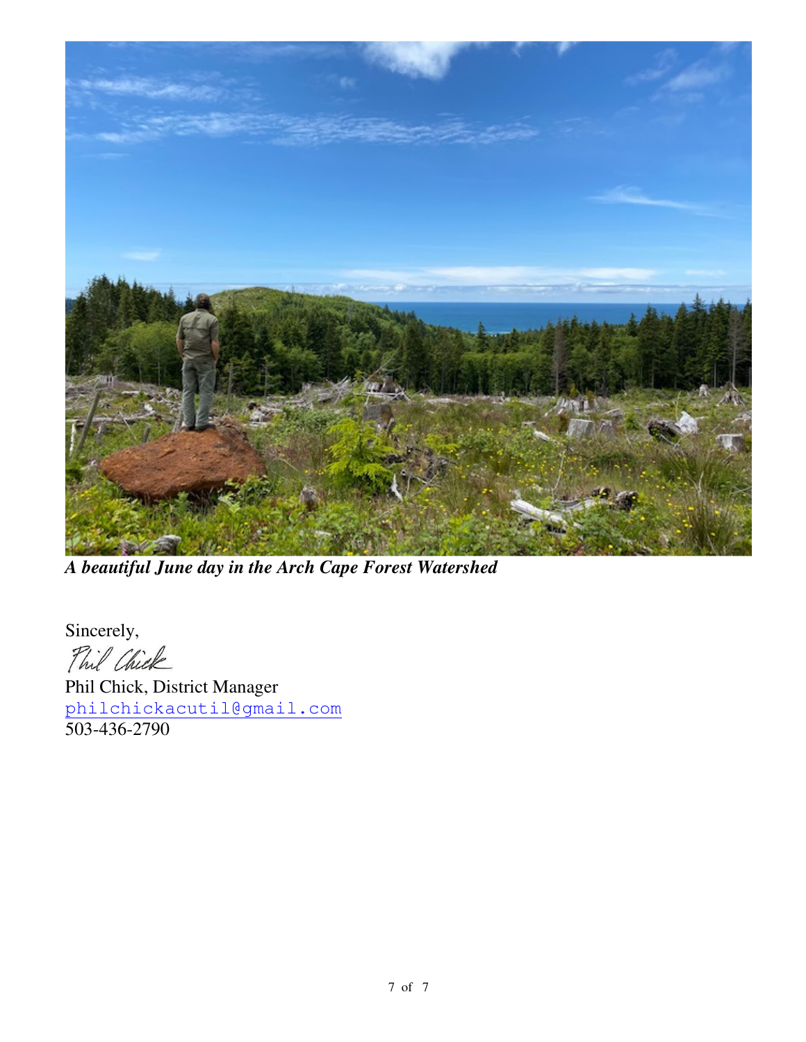***A beautiful June day in the Arch Cape Forest Watershed***

Sincerely,

Phil Chick, District Manager
philchickacutil@gmail.com
503-436-2790